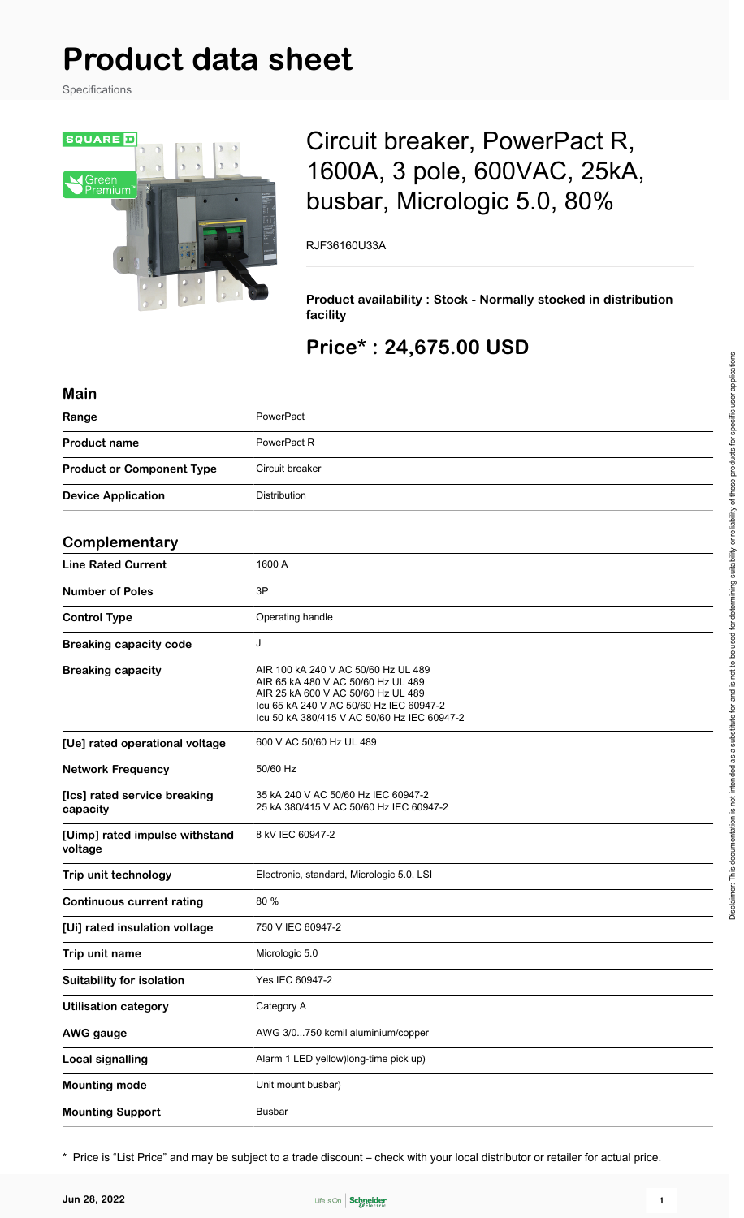# Product data sheet

Specifications

## Circuit breaker, PowerPact R, 1600A, 3 pole, 600VAC, 25kA, busbar, Micrologic 5.0, 80%

RJF36160U33A

**Product availability : Stock - Normally stocked in distribution facility**

## Price* : 24,675.00 USD

### Main

| | |
|---|---|
| **Range** | PowerPact |
| **Product name** | PowerPact R |
| **Product or Component Type** | Circuit breaker |
| **Device Application** | Distribution |

### Complementary

| | |
|---|---|
| **Line Rated Current** | 1600 A |
| **Number of Poles** | 3P |
| **Control Type** | Operating handle |
| **Breaking capacity code** | J |
| **Breaking capacity** | AIR 100 kA 240 V AC 50/60 Hz UL 489<br>AIR 65 kA 480 V AC 50/60 Hz UL 489<br>AIR 25 kA 600 V AC 50/60 Hz UL 489<br>Icu 65 kA 240 V AC 50/60 Hz IEC 60947-2<br>Icu 50 kA 380/415 V AC 50/60 Hz IEC 60947-2 |
| **[Ue] rated operational voltage** | 600 V AC 50/60 Hz UL 489 |
| **Network Frequency** | 50/60 Hz |
| **[Ics] rated service breaking capacity** | 35 kA 240 V AC 50/60 Hz IEC 60947-2<br>25 kA 380/415 V AC 50/60 Hz IEC 60947-2 |
| **[Uimp] rated impulse withstand voltage** | 8 kV IEC 60947-2 |
| **Trip unit technology** | Electronic, standard, Micrologic 5.0, LSI |
| **Continuous current rating** | 80 % |
| **[Ui] rated insulation voltage** | 750 V IEC 60947-2 |
| **Trip unit name** | Micrologic 5.0 |
| **Suitability for isolation** | Yes IEC 60947-2 |
| **Utilisation category** | Category A |
| **AWG gauge** | AWG 3/0...750 kcmil aluminium/copper |
| **Local signalling** | Alarm 1 LED yellow)long-time pick up) |
| **Mounting mode** | Unit mount busbar) |
| **Mounting Support** | Busbar |

* Price is "List Price" and may be subject to a trade discount – check with your local distributor or retailer for actual price.

Disclaimer: This documentation is not intended as a substitute for and is not to be used for determining suitability or reliability of these products for specific user applications

Jun 28, 2022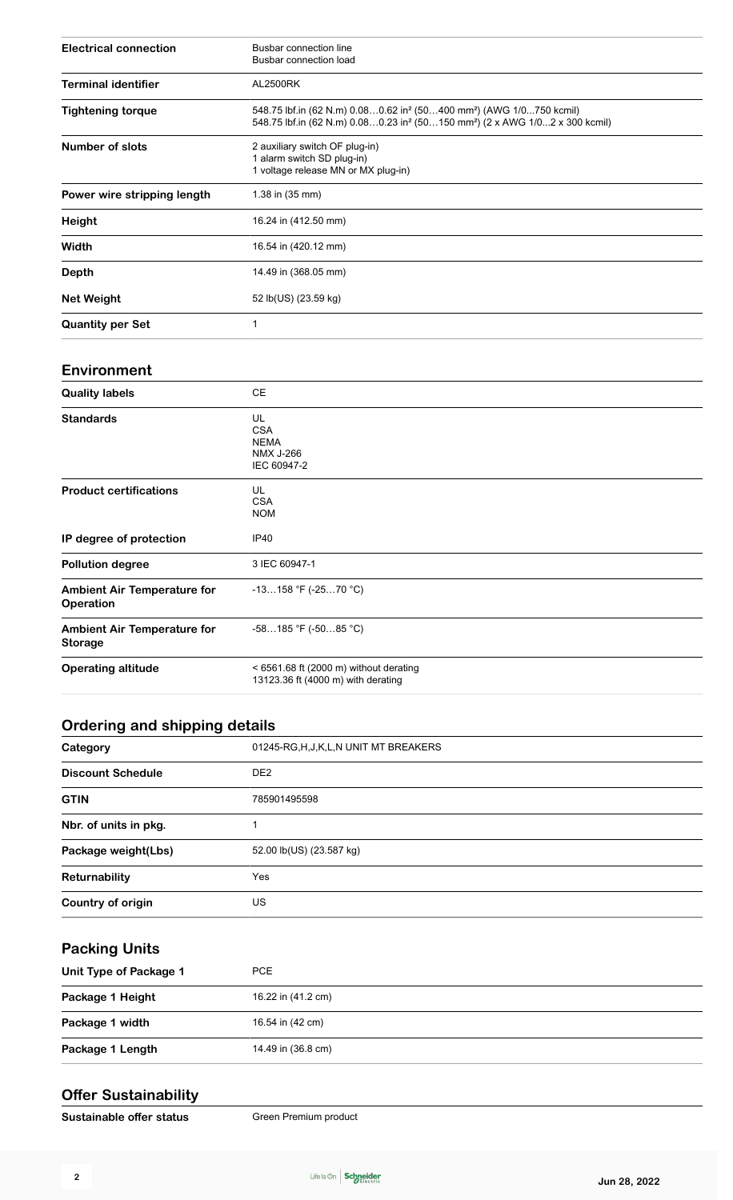| | |
|---|---|
| **Electrical connection** | Busbar connection line<br>Busbar connection load |
| **Terminal identifier** | AL2500RK |
| **Tightening torque** | 548.75 lbf.in (62 N.m) 0.08…0.62 in² (50…400 mm²) (AWG 1/0…750 kcmil)<br>548.75 lbf.in (62 N.m) 0.08…0.23 in² (50…150 mm²) (2 x AWG 1/0...2 x 300 kcmil) |
| **Number of slots** | 2 auxiliary switch OF plug-in)<br>1 alarm switch SD plug-in)<br>1 voltage release MN or MX plug-in) |
| **Power wire stripping length** | 1.38 in (35 mm) |
| **Height** | 16.24 in (412.50 mm) |
| **Width** | 16.54 in (420.12 mm) |
| **Depth** | 14.49 in (368.05 mm) |
| **Net Weight** | 52 lb(US) (23.59 kg) |
| **Quantity per Set** | 1 |

## Environment

| | |
|---|---|
| **Quality labels** | CE |
| **Standards** | UL<br>CSA<br>NEMA<br>NMX J-266<br>IEC 60947-2 |
| **Product certifications** | UL<br>CSA<br>NOM |
| **IP degree of protection** | IP40 |
| **Pollution degree** | 3 IEC 60947-1 |
| **Ambient Air Temperature for Operation** | -13…158 °F (-25…70 °C) |
| **Ambient Air Temperature for Storage** | -58…185 °F (-50…85 °C) |
| **Operating altitude** | < 6561.68 ft (2000 m) without derating<br>13123.36 ft (4000 m) with derating |

## Ordering and shipping details

| | |
|---|---|
| **Category** | 01245-RG,H,J,K,L,N UNIT MT BREAKERS |
| **Discount Schedule** | DE2 |
| **GTIN** | 785901495598 |
| **Nbr. of units in pkg.** | 1 |
| **Package weight(Lbs)** | 52.00 lb(US) (23.587 kg) |
| **Returnability** | Yes |
| **Country of origin** | US |

## Packing Units

| | |
|---|---|
| **Unit Type of Package 1** | PCE |
| **Package 1 Height** | 16.22 in (41.2 cm) |
| **Package 1 width** | 16.54 in (42 cm) |
| **Package 1 Length** | 14.49 in (36.8 cm) |

## Offer Sustainability

| | |
|---|---|
| **Sustainable offer status** | Green Premium product |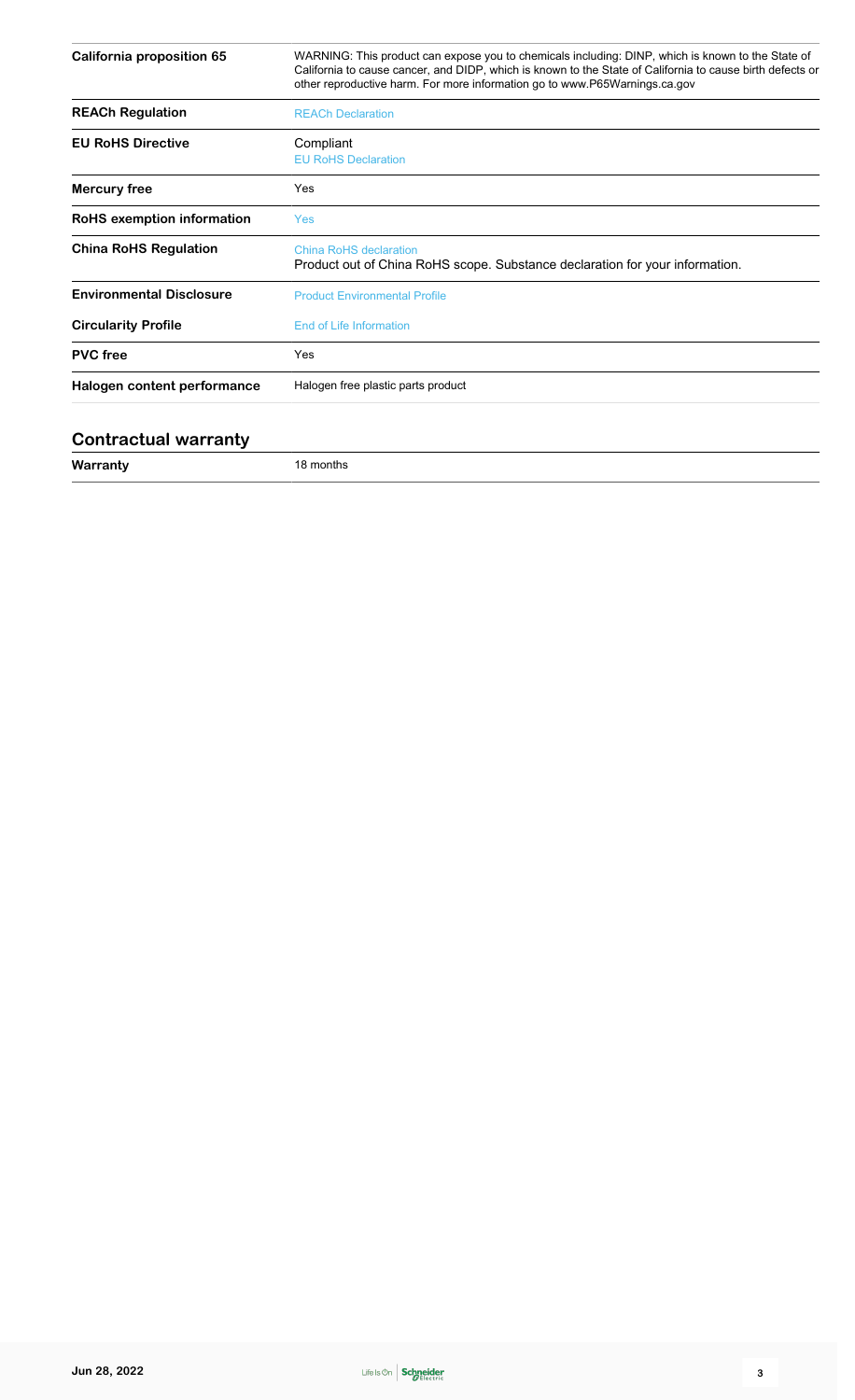| | |
|---|---|
| **California proposition 65** | WARNING: This product can expose you to chemicals including: DINP, which is known to the State of California to cause cancer, and DIDP, which is known to the State of California to cause birth defects or other reproductive harm. For more information go to www.P65Warnings.ca.gov |
| **REACh Regulation** | REACh Declaration |
| **EU RoHS Directive** | Compliant<br>EU RoHS Declaration |
| **Mercury free** | Yes |
| **RoHS exemption information** | Yes |
| **China RoHS Regulation** | China RoHS declaration<br>Product out of China RoHS scope. Substance declaration for your information. |
| **Environmental Disclosure** | Product Environmental Profile |
| **Circularity Profile** | End of Life Information |
| **PVC free** | Yes |
| **Halogen content performance** | Halogen free plastic parts product |

## Contractual warranty

| | |
|---|---|
| **Warranty** | 18 months |